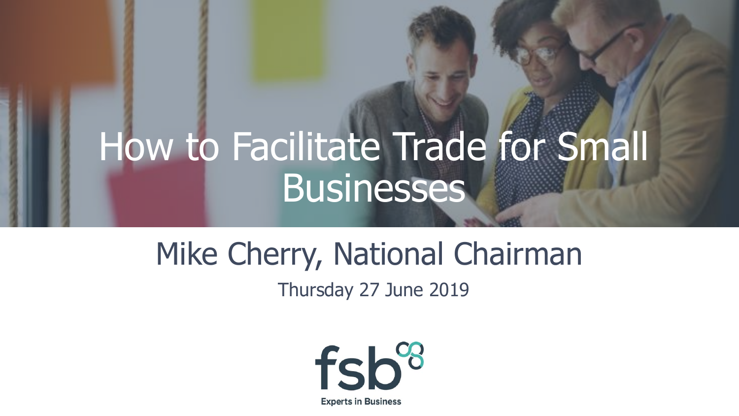# How to Facilitate Trade for Small Businesses

## Mike Cherry, National Chairman

Thursday 27 June 2019

fsb

Experts in Business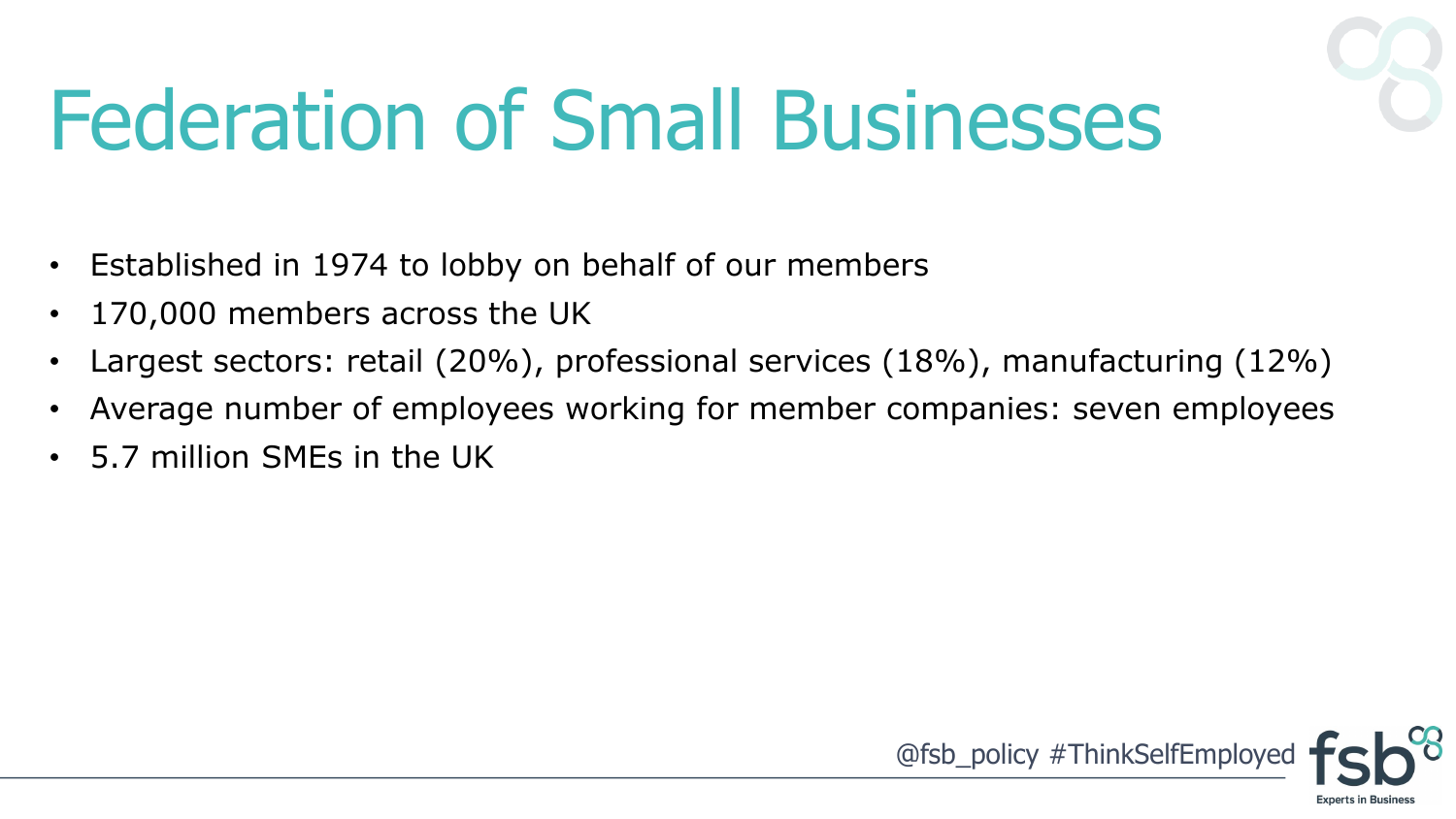# Federation of Small Businesses

- Established in 1974 to lobby on behalf of our members
- 170,000 members across the UK
- Largest sectors: retail (20%), professional services (18%), manufacturing (12%)
- Average number of employees working for member companies: seven employees
- 5.7 million SMEs in the UK

@fsb_policy #ThinkSelfEmployed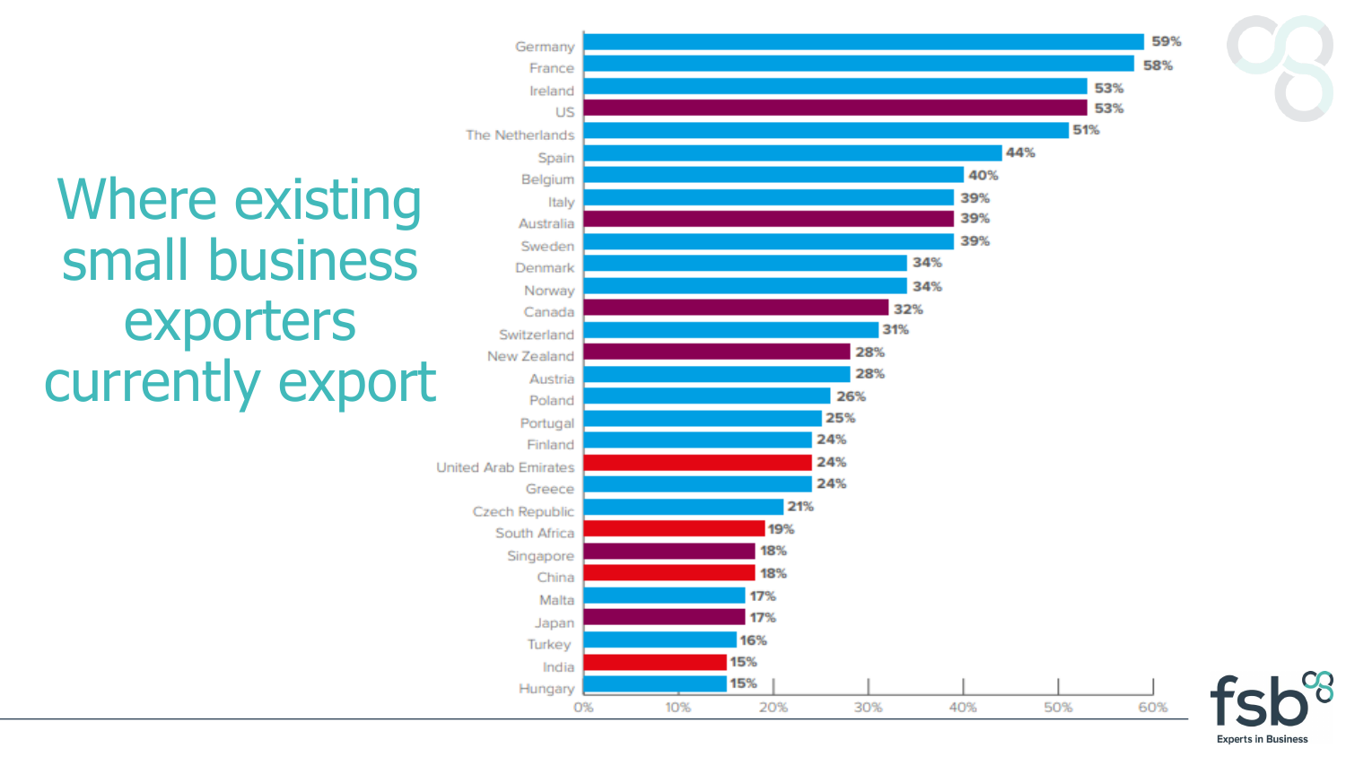# Where existing small business exporters currently export

| Country | % |
|---|---|
| Germany | 59% |
| France | 58% |
| Ireland | 53% |
| US | 53% |
| The Netherlands | 51% |
| Spain | 44% |
| Belgium | 40% |
| Italy | 39% |
| Australia | 39% |
| Sweden | 39% |
| Denmark | 34% |
| Norway | 34% |
| Canada | 32% |
| Switzerland | 31% |
| New Zealand | 28% |
| Austria | 28% |
| Poland | 26% |
| Portugal | 25% |
| Finland | 24% |
| United Arab Emirates | 24% |
| Greece | 24% |
| Czech Republic | 21% |
| South Africa | 19% |
| Singapore | 18% |
| China | 18% |
| Malta | 17% |
| Japan | 17% |
| Turkey | 16% |
| India | 15% |
| Hungary | 15% |

fsb Experts in Business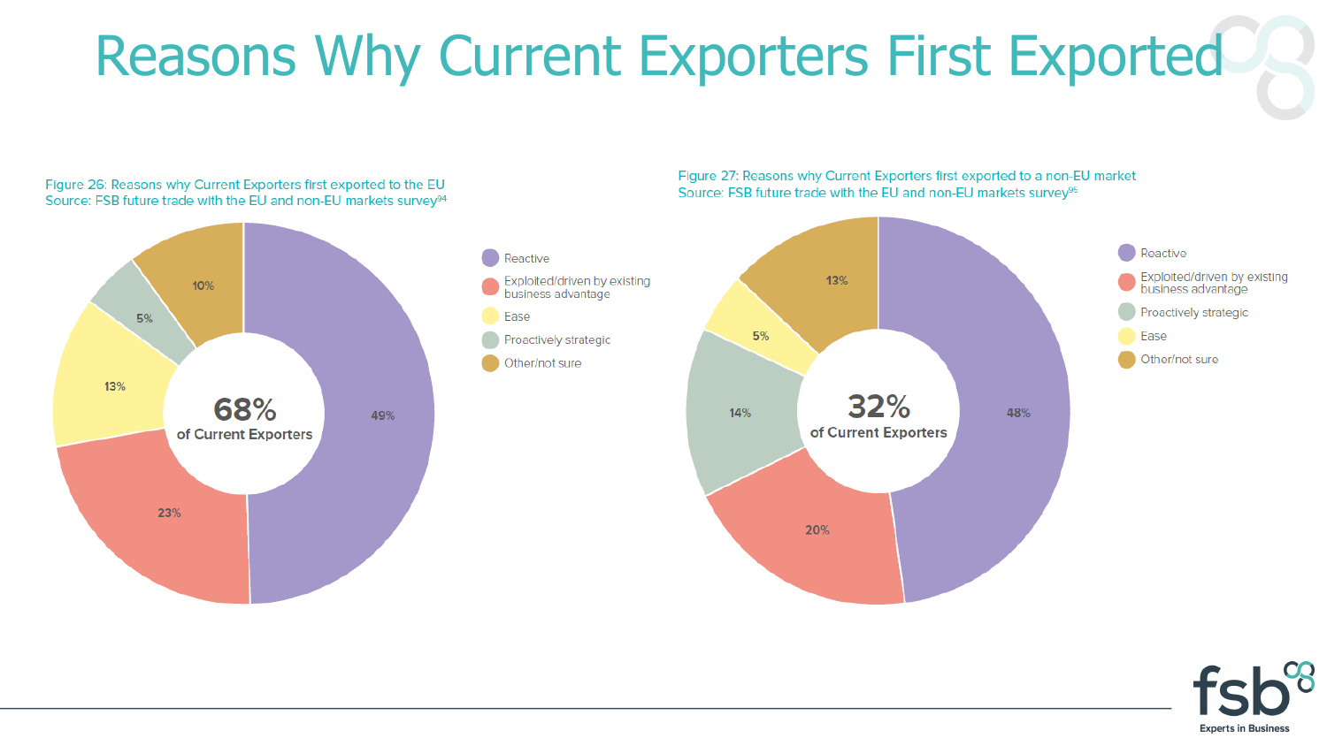# Reasons Why Current Exporters First Exported

Figure 26: Reasons why Current Exporters first exported to the EU
Source: FSB future trade with the EU and non-EU markets survey[94]

**68%** of Current Exporters

| Reason | % |
|---|---|
| Reactive | 49% |
| Exploited/driven by existing business advantage | 23% |
| Ease | 13% |
| Proactively strategic | 5% |
| Other/not sure | 10% |

Figure 27: Reasons why Current Exporters first exported to a non-EU market
Source: FSB future trade with the EU and non-EU markets survey[95]

**32%** of Current Exporters

| Reason | % |
|---|---|
| Reactive | 48% |
| Exploited/driven by existing business advantage | 20% |
| Proactively strategic | 14% |
| Ease | 5% |
| Other/not sure | 13% |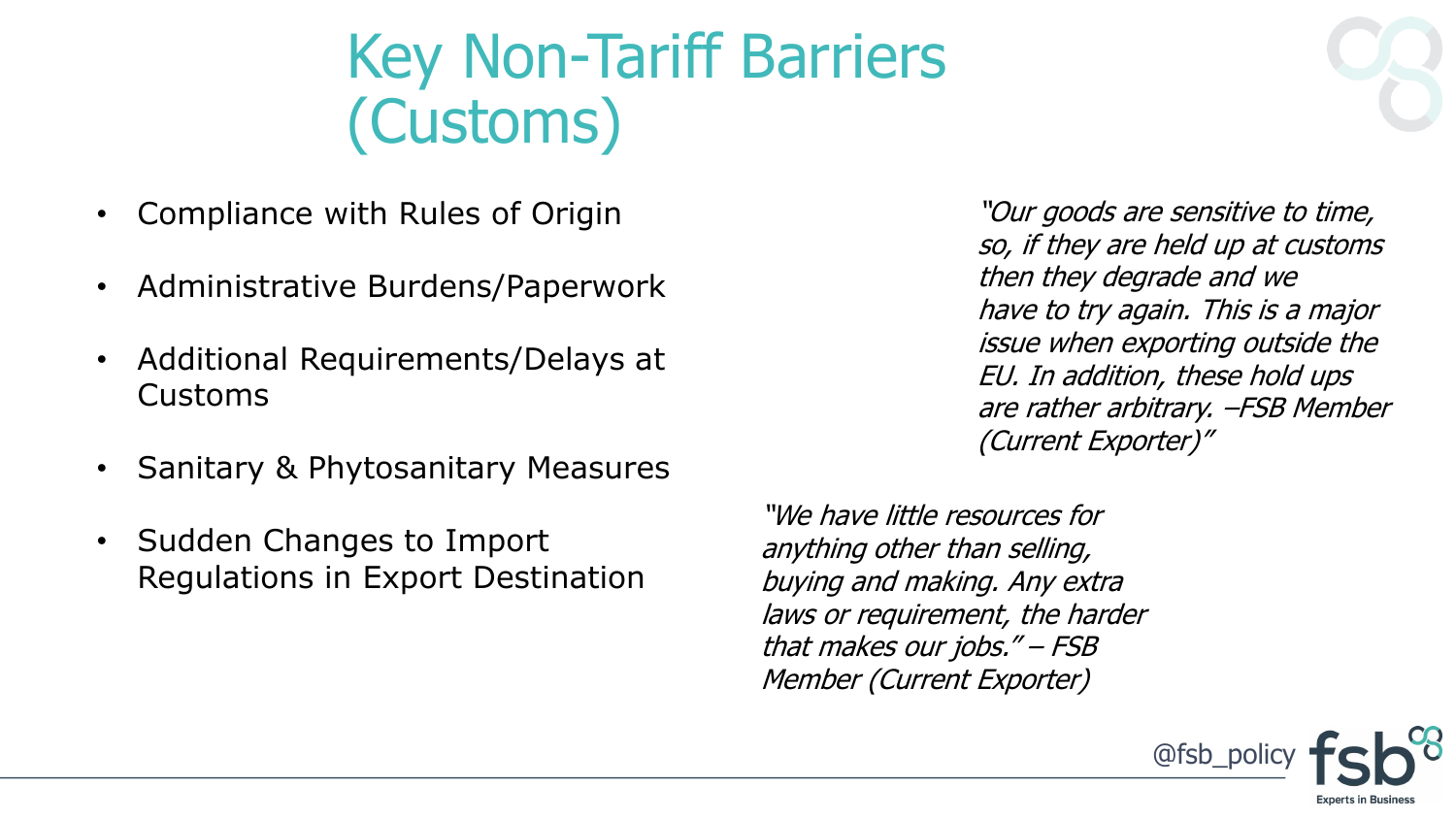# Key Non-Tariff Barriers (Customs)

- Compliance with Rules of Origin
- Administrative Burdens/Paperwork
- Additional Requirements/Delays at Customs
- Sanitary & Phytosanitary Measures
- Sudden Changes to Import Regulations in Export Destination

*"Our goods are sensitive to time, so, if they are held up at customs then they degrade and we have to try again. This is a major issue when exporting outside the EU. In addition, these hold ups are rather arbitrary. –FSB Member (Current Exporter)"*

*"We have little resources for anything other than selling, buying and making. Any extra laws or requirement, the harder that makes our jobs." – FSB Member (Current Exporter)*

@fsb_policy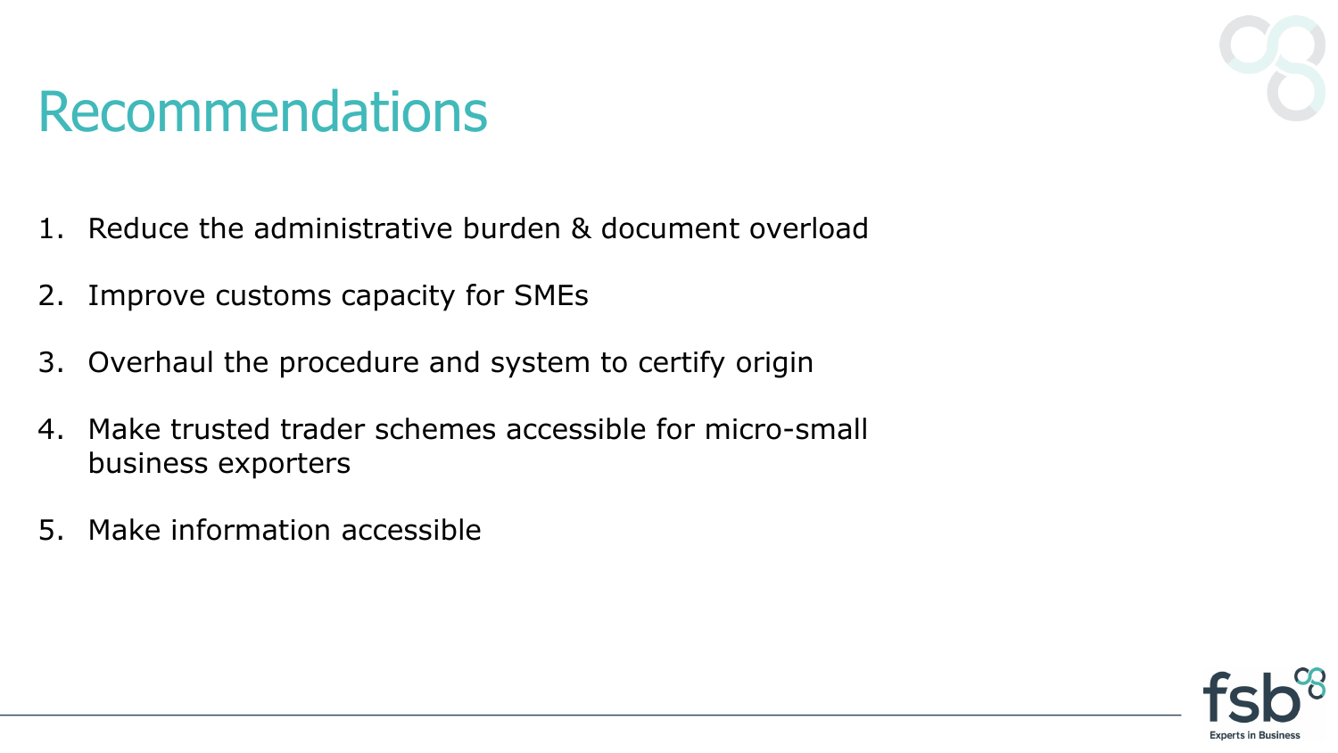# Recommendations

1. Reduce the administrative burden & document overload
2. Improve customs capacity for SMEs
3. Overhaul the procedure and system to certify origin
4. Make trusted trader schemes accessible for micro-small business exporters
5. Make information accessible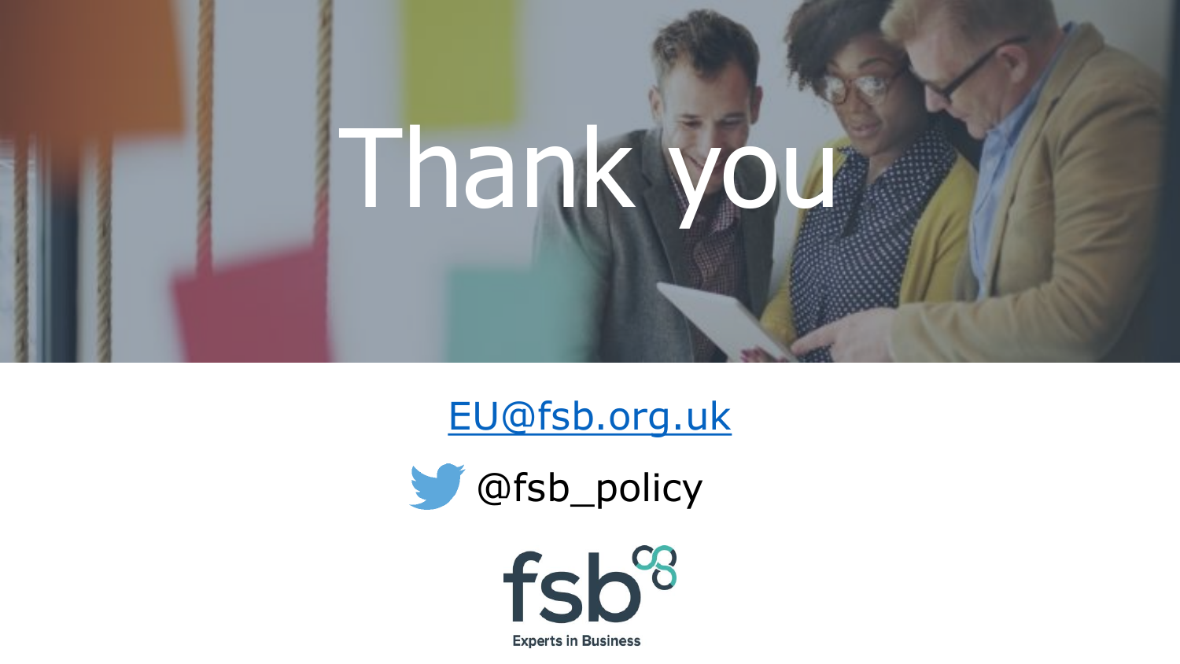# Thank you

EU@fsb.org.uk

@fsb_policy

fsb

Experts in Business